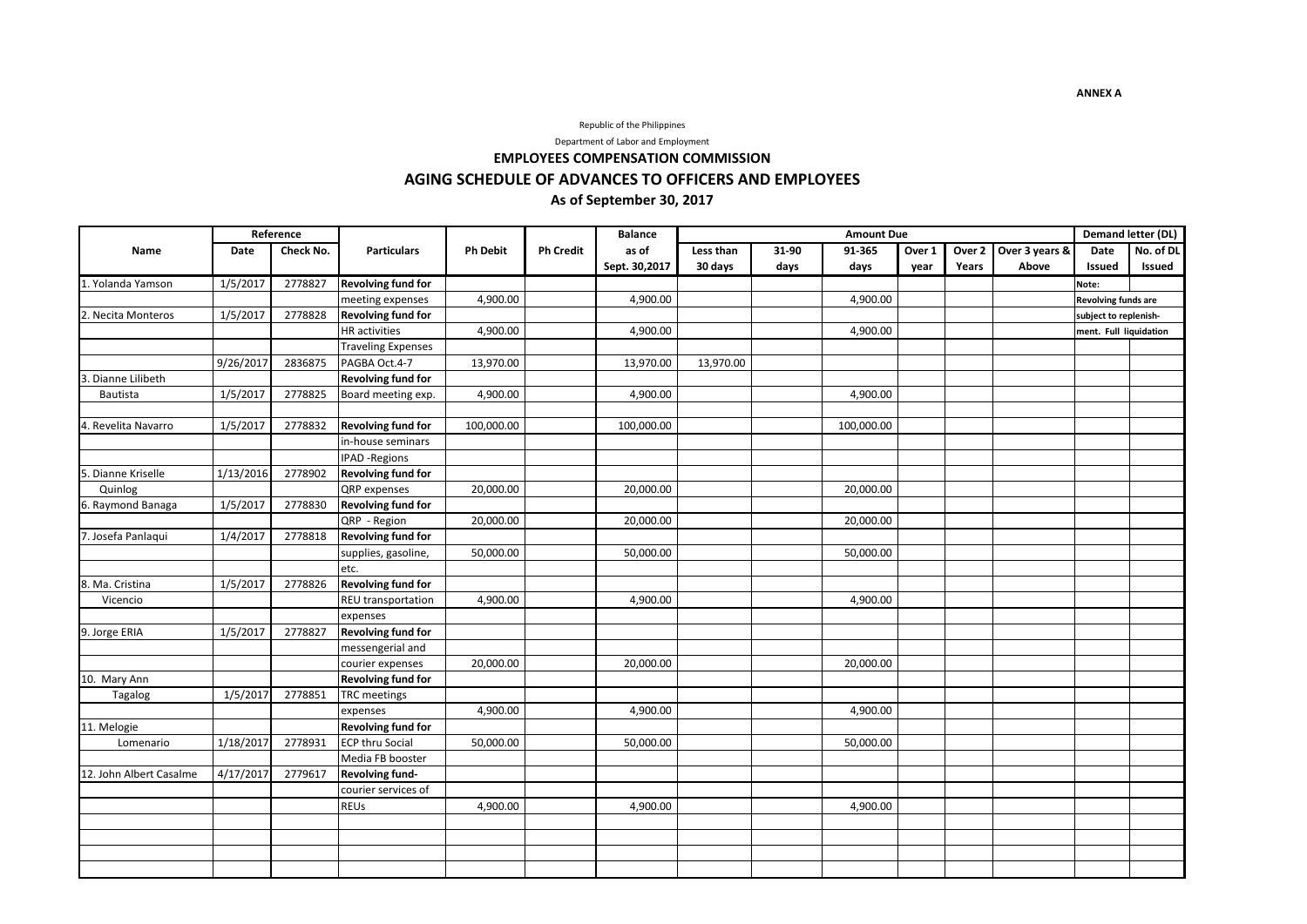**ANNEX A**

Republic of the Philippines

Department of Labor and Employment

### EMPLOYEES COMPENSATION COMMISSION

### AGING SCHEDULE OF ADVANCES TO OFFICERS AND EMPLOYEES

### As of September 30, 2017

| Name | Reference | | Particulars | Ph Debit | Ph Credit | Balance as of Sept. 30,2017 | Amount Due | | | | | | Demand letter (DL) | |
|---|---|---|---|---|---|---|---|---|---|---|---|---|---|---|
| | Date | Check No. | | | | | Less than 30 days | 31-90 days | 91-365 days | Over 1 year | Over 2 Years | Over 3 years & Above | Date Issued | No. of DL Issued |
| 1. Yolanda Yamson | 1/5/2017 | 2778827 | **Revolving fund for** | | | | | | | | | | Note: | |
| | | | meeting expenses | 4,900.00 | | 4,900.00 | | | 4,900.00 | | | | Revolving funds are | |
| 2. Necita Monteros | 1/5/2017 | 2778828 | **Revolving fund for** | | | | | | | | | | subject to replenish- | |
| | | | HR activities | 4,900.00 | | 4,900.00 | | | 4,900.00 | | | | ment. Full liquidation | |
| | | | Traveling Expenses | | | | | | | | | | | |
| | 9/26/2017 | 2836875 | PAGBA Oct.4-7 | 13,970.00 | | 13,970.00 | 13,970.00 | | | | | | | |
| 3. Dianne Lilibeth | | | **Revolving fund for** | | | | | | | | | | | |
| Bautista | 1/5/2017 | 2778825 | Board meeting exp. | 4,900.00 | | 4,900.00 | | | 4,900.00 | | | | | |
| 4. Revelita Navarro | 1/5/2017 | 2778832 | **Revolving fund for** | 100,000.00 | | 100,000.00 | | | 100,000.00 | | | | | |
| | | | in-house seminars | | | | | | | | | | | |
| | | | IPAD -Regions | | | | | | | | | | | |
| 5. Dianne Kriselle | 1/13/2016 | 2778902 | **Revolving fund for** | | | | | | | | | | | |
| Quinlog | | | QRP expenses | 20,000.00 | | 20,000.00 | | | 20,000.00 | | | | | |
| 6. Raymond Banaga | 1/5/2017 | 2778830 | **Revolving fund for** | | | | | | | | | | | |
| | | | QRP - Region | 20,000.00 | | 20,000.00 | | | 20,000.00 | | | | | |
| 7. Josefa Panlaqui | 1/4/2017 | 2778818 | **Revolving fund for** | | | | | | | | | | | |
| | | | supplies, gasoline, | 50,000.00 | | 50,000.00 | | | 50,000.00 | | | | | |
| | | | etc. | | | | | | | | | | | |
| 8. Ma. Cristina | 1/5/2017 | 2778826 | **Revolving fund for** | | | | | | | | | | | |
| Vicencio | | | REU transportation | 4,900.00 | | 4,900.00 | | | 4,900.00 | | | | | |
| | | | expenses | | | | | | | | | | | |
| 9. Jorge ERIA | 1/5/2017 | 2778827 | **Revolving fund for** | | | | | | | | | | | |
| | | | messengerial and | | | | | | | | | | | |
| | | | courier expenses | 20,000.00 | | 20,000.00 | | | 20,000.00 | | | | | |
| 10. Mary Ann | | | **Revolving fund for** | | | | | | | | | | | |
| Tagalog | 1/5/2017 | 2778851 | TRC meetings | | | | | | | | | | | |
| | | | expenses | 4,900.00 | | 4,900.00 | | | 4,900.00 | | | | | |
| 11. Melogie | | | **Revolving fund for** | | | | | | | | | | | |
| Lomenario | 1/18/2017 | 2778931 | ECP thru Social | 50,000.00 | | 50,000.00 | | | 50,000.00 | | | | | |
| | | | Media FB booster | | | | | | | | | | | |
| 12. John Albert Casalme | 4/17/2017 | 2779617 | **Revolving fund-** | | | | | | | | | | | |
| | | | courier services of | | | | | | | | | | | |
| | | | REUs | 4,900.00 | | 4,900.00 | | | 4,900.00 | | | | | |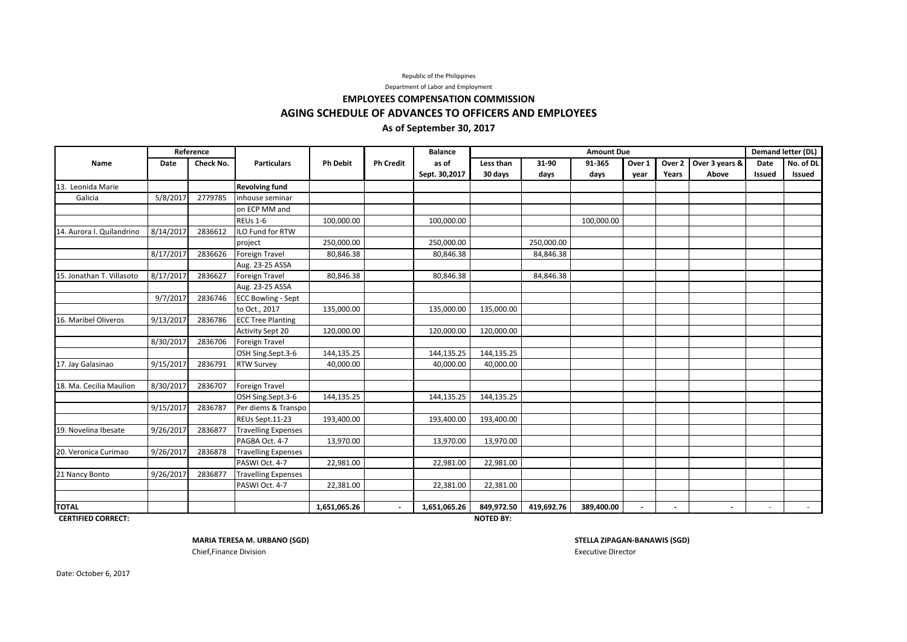Republic of the Philippines

Department of Labor and Employment

**EMPLOYEES COMPENSATION COMMISSION**

**AGING SCHEDULE OF ADVANCES TO OFFICERS AND EMPLOYEES**

**As of September 30, 2017**

| Name | Reference | | Particulars | Ph Debit | Ph Credit | Balance | Amount Due | | | | | | Demand letter (DL) | |
|---|---|---|---|---|---|---|---|---|---|---|---|---|---|---|
| | Date | Check No. | | | | as of Sept. 30,2017 | Less than 30 days | 31-90 days | 91-365 days | Over 1 year | Over 2 Years | Over 3 years & Above | Date Issued | No. of DL Issued |
| 13. Leonida Marie | | | **Revolving fund** | | | | | | | | | | | |
| Galicia | 5/8/2017 | 2779785 | inhouse seminar | | | | | | | | | | | |
| | | | on ECP MM and | | | | | | | | | | | |
| | | | REUs 1-6 | 100,000.00 | | 100,000.00 | | | 100,000.00 | | | | | |
| 14. Aurora I. Quilandrino | 8/14/2017 | 2836612 | ILO Fund for RTW | | | | | | | | | | | |
| | | | project | 250,000.00 | | 250,000.00 | | 250,000.00 | | | | | | |
| | 8/17/2017 | 2836626 | Foreign Travel | 80,846.38 | | 80,846.38 | | 84,846.38 | | | | | | |
| | | | Aug. 23-25 ASSA | | | | | | | | | | | |
| 15. Jonathan T. Villasoto | 8/17/2017 | 2836627 | Foreign Travel | 80,846.38 | | 80,846.38 | | 84,846.38 | | | | | | |
| | | | Aug. 23-25 ASSA | | | | | | | | | | | |
| | 9/7/2017 | 2836746 | ECC Bowling - Sept | | | | | | | | | | | |
| | | | to Oct., 2017 | 135,000.00 | | 135,000.00 | 135,000.00 | | | | | | | |
| 16. Maribel Oliveros | 9/13/2017 | 2836786 | ECC Tree Planting | | | | | | | | | | | |
| | | | Activity Sept 20 | 120,000.00 | | 120,000.00 | 120,000.00 | | | | | | | |
| | 8/30/2017 | 2836706 | Foreign Travel | | | | | | | | | | | |
| | | | OSH Sing.Sept.3-6 | 144,135.25 | | 144,135.25 | 144,135.25 | | | | | | | |
| 17. Jay Galasinao | 9/15/2017 | 2836791 | RTW Survey | 40,000.00 | | 40,000.00 | 40,000.00 | | | | | | | |
| | | | | | | | | | | | | | | |
| 18. Ma. Cecilia Maulion | 8/30/2017 | 2836707 | Foreign Travel | | | | | | | | | | | |
| | | | OSH Sing.Sept.3-6 | 144,135.25 | | 144,135.25 | 144,135.25 | | | | | | | |
| | 9/15/2017 | 2836787 | Per diems & Transpo | | | | | | | | | | | |
| | | | REUs Sept.11-23 | 193,400.00 | | 193,400.00 | 193,400.00 | | | | | | | |
| 19. Novelina Ibesate | 9/26/2017 | 2836877 | Travelling Expenses | | | | | | | | | | | |
| | | | PAGBA Oct. 4-7 | 13,970.00 | | 13,970.00 | 13,970.00 | | | | | | | |
| 20. Veronica Curimao | 9/26/2017 | 2836878 | Travelling Expenses | | | | | | | | | | | |
| | | | PASWI Oct. 4-7 | 22,981.00 | | 22,981.00 | 22,981.00 | | | | | | | |
| 21 Nancy Bonto | 9/26/2017 | 2836877 | Travelling Expenses | | | | | | | | | | | |
| | | | PASWI Oct. 4-7 | 22,381.00 | | 22,381.00 | 22,381.00 | | | | | | | |
| | | | | | | | | | | | | | | |
| **TOTAL** | | | | 1,651,065.26 | - | 1,651,065.26 | 849,972.50 | 419,692.76 | 389,400.00 | - | - | - | - | - |

**CERTIFIED CORRECT:**

**MARIA TERESA M. URBANO (SGD)**
Chief,Finance Division

**NOTED BY:**

**STELLA ZIPAGAN-BANAWIS (SGD)**
Executive Director

Date: October 6, 2017